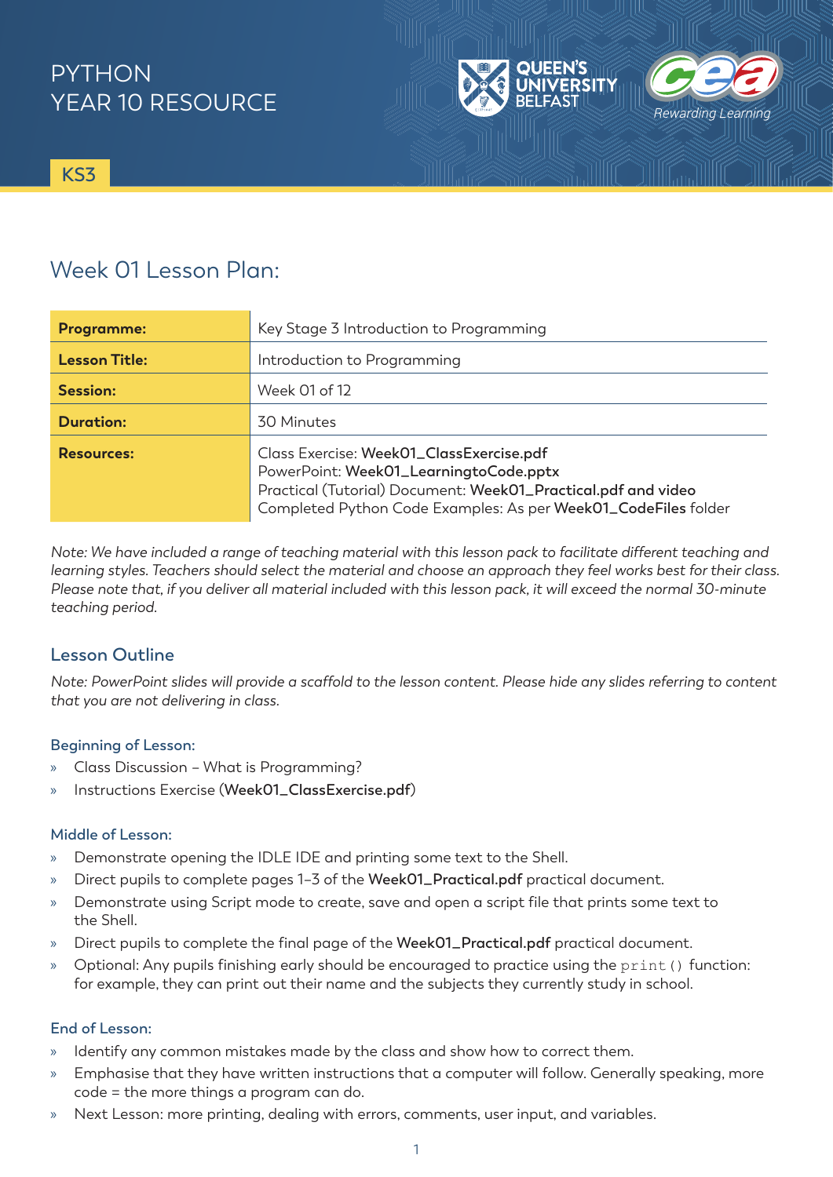PYTHON
YEAR 10 RESOURCE

KS3

# Week 01 Lesson Plan:

| | |
|---|---|
| **Programme:** | Key Stage 3 Introduction to Programming |
| **Lesson Title:** | Introduction to Programming |
| **Session:** | Week 01 of 12 |
| **Duration:** | 30 Minutes |
| **Resources:** | Class Exercise: **Week01_ClassExercise.pdf**<br>PowerPoint: **Week01_LearningtoCode.pptx**<br>Practical (Tutorial) Document: **Week01_Practical.pdf and video**<br>Completed Python Code Examples: As per **Week01_CodeFiles** folder |

*Note: We have included a range of teaching material with this lesson pack to facilitate different teaching and learning styles. Teachers should select the material and choose an approach they feel works best for their class. Please note that, if you deliver all material included with this lesson pack, it will exceed the normal 30-minute teaching period.*

## Lesson Outline

*Note: PowerPoint slides will provide a scaffold to the lesson content. Please hide any slides referring to content that you are not delivering in class.*

### Beginning of Lesson:

- Class Discussion – What is Programming?
- Instructions Exercise (**Week01_ClassExercise.pdf**)

### Middle of Lesson:

- Demonstrate opening the IDLE IDE and printing some text to the Shell.
- Direct pupils to complete pages 1–3 of the **Week01_Practical.pdf** practical document.
- Demonstrate using Script mode to create, save and open a script file that prints some text to the Shell.
- Direct pupils to complete the final page of the **Week01_Practical.pdf** practical document.
- Optional: Any pupils finishing early should be encouraged to practice using the `print()` function: for example, they can print out their name and the subjects they currently study in school.

### End of Lesson:

- Identify any common mistakes made by the class and show how to correct them.
- Emphasise that they have written instructions that a computer will follow. Generally speaking, more code = the more things a program can do.
- Next Lesson: more printing, dealing with errors, comments, user input, and variables.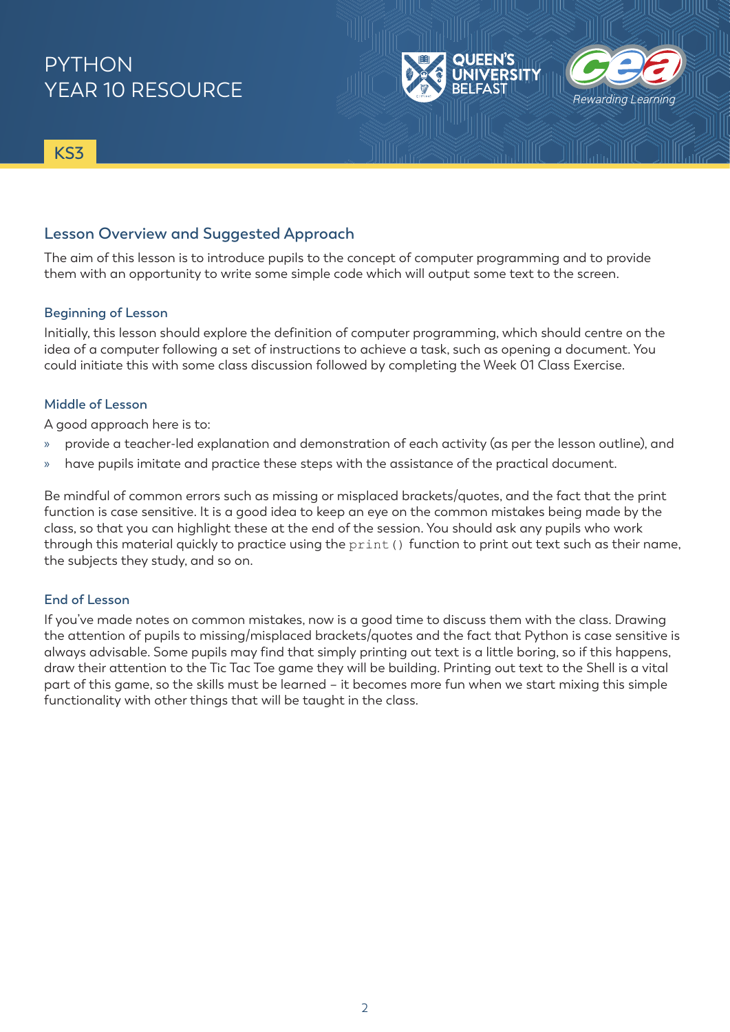PYTHON
YEAR 10 RESOURCE

KS3

## Lesson Overview and Suggested Approach

The aim of this lesson is to introduce pupils to the concept of computer programming and to provide them with an opportunity to write some simple code which will output some text to the screen.

### Beginning of Lesson

Initially, this lesson should explore the definition of computer programming, which should centre on the idea of a computer following a set of instructions to achieve a task, such as opening a document. You could initiate this with some class discussion followed by completing the Week 01 Class Exercise.

### Middle of Lesson

A good approach here is to:

- provide a teacher-led explanation and demonstration of each activity (as per the lesson outline), and
- have pupils imitate and practice these steps with the assistance of the practical document.

Be mindful of common errors such as missing or misplaced brackets/quotes, and the fact that the print function is case sensitive. It is a good idea to keep an eye on the common mistakes being made by the class, so that you can highlight these at the end of the session. You should ask any pupils who work through this material quickly to practice using the `print()` function to print out text such as their name, the subjects they study, and so on.

### End of Lesson

If you've made notes on common mistakes, now is a good time to discuss them with the class. Drawing the attention of pupils to missing/misplaced brackets/quotes and the fact that Python is case sensitive is always advisable. Some pupils may find that simply printing out text is a little boring, so if this happens, draw their attention to the Tic Tac Toe game they will be building. Printing out text to the Shell is a vital part of this game, so the skills must be learned – it becomes more fun when we start mixing this simple functionality with other things that will be taught in the class.